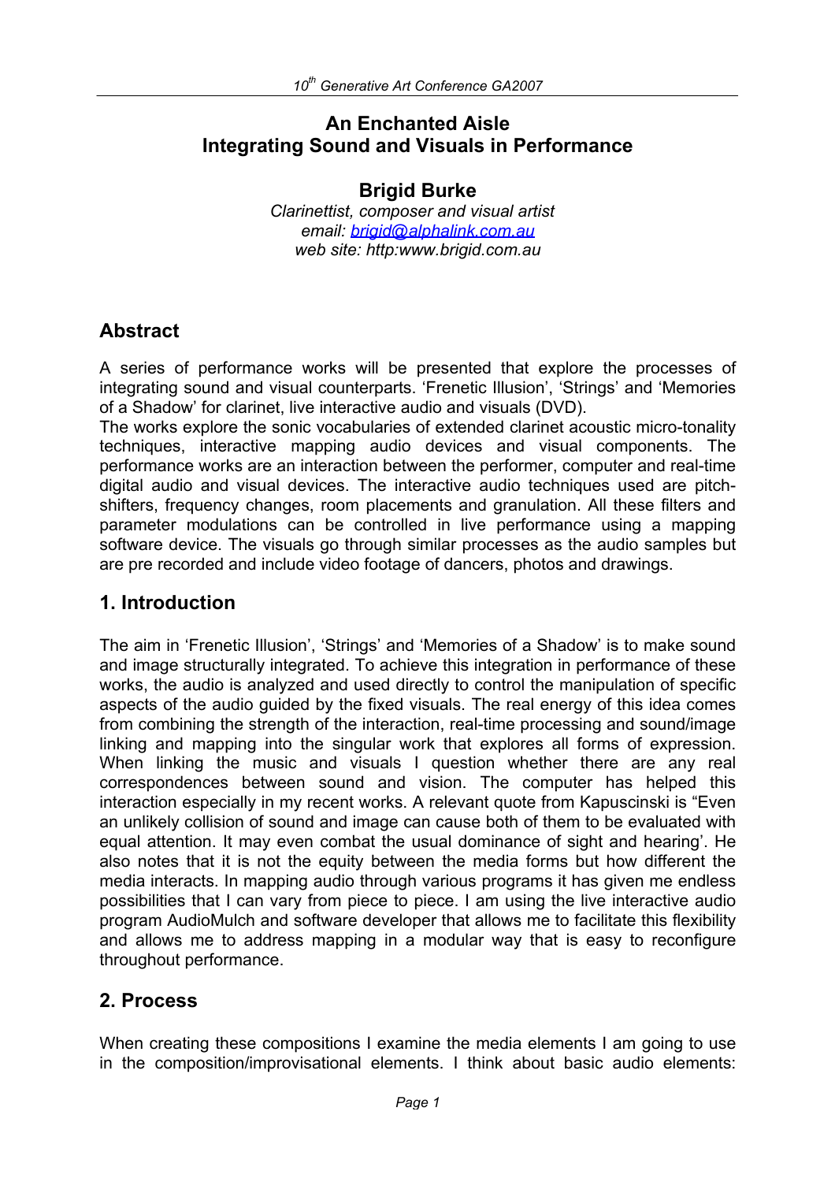# An Enchanted Aisle
# Integrating Sound and Visuals in Performance

**Brigid Burke**

*Clarinettist, composer and visual artist*
*email: [brigid@alphalink.com.au](mailto:brigid@alphalink.com.au)*
*web site: http:www.brigid.com.au*

## Abstract

A series of performance works will be presented that explore the processes of integrating sound and visual counterparts. 'Frenetic Illusion', 'Strings' and 'Memories of a Shadow' for clarinet, live interactive audio and visuals (DVD).
The works explore the sonic vocabularies of extended clarinet acoustic micro-tonality techniques, interactive mapping audio devices and visual components. The performance works are an interaction between the performer, computer and real-time digital audio and visual devices. The interactive audio techniques used are pitch-shifters, frequency changes, room placements and granulation. All these filters and parameter modulations can be controlled in live performance using a mapping software device. The visuals go through similar processes as the audio samples but are pre recorded and include video footage of dancers, photos and drawings.

## 1. Introduction

The aim in 'Frenetic Illusion', 'Strings' and 'Memories of a Shadow' is to make sound and image structurally integrated. To achieve this integration in performance of these works, the audio is analyzed and used directly to control the manipulation of specific aspects of the audio guided by the fixed visuals. The real energy of this idea comes from combining the strength of the interaction, real-time processing and sound/image linking and mapping into the singular work that explores all forms of expression. When linking the music and visuals I question whether there are any real correspondences between sound and vision. The computer has helped this interaction especially in my recent works. A relevant quote from Kapuscinski is "Even an unlikely collision of sound and image can cause both of them to be evaluated with equal attention. It may even combat the usual dominance of sight and hearing'. He also notes that it is not the equity between the media forms but how different the media interacts. In mapping audio through various programs it has given me endless possibilities that I can vary from piece to piece. I am using the live interactive audio program AudioMulch and software developer that allows me to facilitate this flexibility and allows me to address mapping in a modular way that is easy to reconfigure throughout performance.

## 2. Process

When creating these compositions I examine the media elements I am going to use in the composition/improvisational elements. I think about basic audio elements: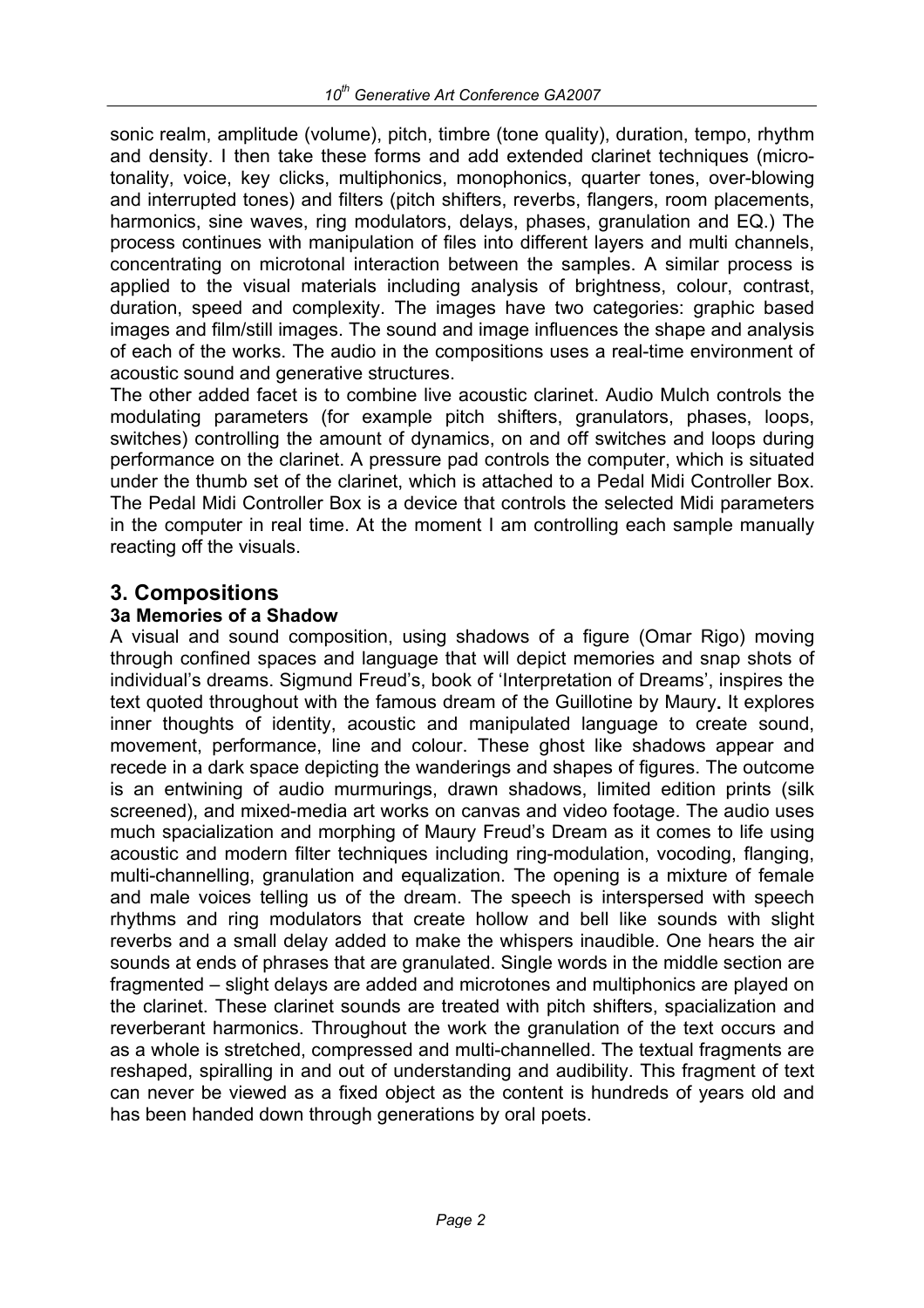sonic realm, amplitude (volume), pitch, timbre (tone quality), duration, tempo, rhythm and density. I then take these forms and add extended clarinet techniques (micro-tonality, voice, key clicks, multiphonics, monophonics, quarter tones, over-blowing and interrupted tones) and filters (pitch shifters, reverbs, flangers, room placements, harmonics, sine waves, ring modulators, delays, phases, granulation and EQ.) The process continues with manipulation of files into different layers and multi channels, concentrating on microtonal interaction between the samples. A similar process is applied to the visual materials including analysis of brightness, colour, contrast, duration, speed and complexity. The images have two categories: graphic based images and film/still images. The sound and image influences the shape and analysis of each of the works. The audio in the compositions uses a real-time environment of acoustic sound and generative structures.

The other added facet is to combine live acoustic clarinet. Audio Mulch controls the modulating parameters (for example pitch shifters, granulators, phases, loops, switches) controlling the amount of dynamics, on and off switches and loops during performance on the clarinet. A pressure pad controls the computer, which is situated under the thumb set of the clarinet, which is attached to a Pedal Midi Controller Box. The Pedal Midi Controller Box is a device that controls the selected Midi parameters in the computer in real time. At the moment I am controlling each sample manually reacting off the visuals.

## 3. Compositions

### 3a Memories of a Shadow

A visual and sound composition, using shadows of a figure (Omar Rigo) moving through confined spaces and language that will depict memories and snap shots of individual's dreams. Sigmund Freud's, book of 'Interpretation of Dreams', inspires the text quoted throughout with the famous dream of the Guillotine by Maury**.** It explores inner thoughts of identity, acoustic and manipulated language to create sound, movement, performance, line and colour. These ghost like shadows appear and recede in a dark space depicting the wanderings and shapes of figures. The outcome is an entwining of audio murmurings, drawn shadows, limited edition prints (silk screened), and mixed-media art works on canvas and video footage. The audio uses much spacialization and morphing of Maury Freud's Dream as it comes to life using acoustic and modern filter techniques including ring-modulation, vocoding, flanging, multi-channelling, granulation and equalization. The opening is a mixture of female and male voices telling us of the dream. The speech is interspersed with speech rhythms and ring modulators that create hollow and bell like sounds with slight reverbs and a small delay added to make the whispers inaudible. One hears the air sounds at ends of phrases that are granulated. Single words in the middle section are fragmented – slight delays are added and microtones and multiphonics are played on the clarinet. These clarinet sounds are treated with pitch shifters, spacialization and reverberant harmonics. Throughout the work the granulation of the text occurs and as a whole is stretched, compressed and multi-channelled. The textual fragments are reshaped, spiralling in and out of understanding and audibility. This fragment of text can never be viewed as a fixed object as the content is hundreds of years old and has been handed down through generations by oral poets.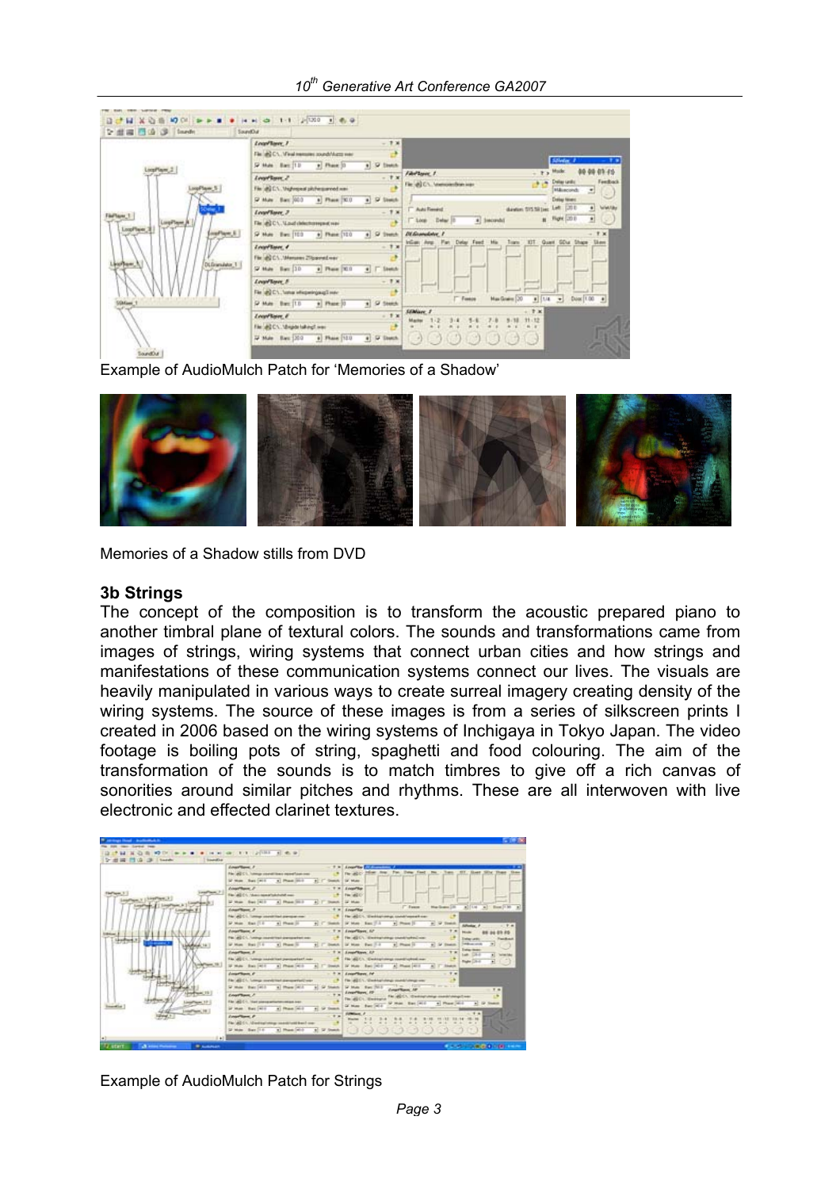Example of AudioMulch Patch for 'Memories of a Shadow'

Memories of a Shadow stills from DVD

### 3b Strings

The concept of the composition is to transform the acoustic prepared piano to another timbral plane of textural colors. The sounds and transformations came from images of strings, wiring systems that connect urban cities and how strings and manifestations of these communication systems connect our lives. The visuals are heavily manipulated in various ways to create surreal imagery creating density of the wiring systems. The source of these images is from a series of silkscreen prints I created in 2006 based on the wiring systems of Inchigaya in Tokyo Japan. The video footage is boiling pots of string, spaghetti and food colouring. The aim of the transformation of the sounds is to match timbres to give off a rich canvas of sonorities around similar pitches and rhythms. These are all interwoven with live electronic and effected clarinet textures.

Example of AudioMulch Patch for Strings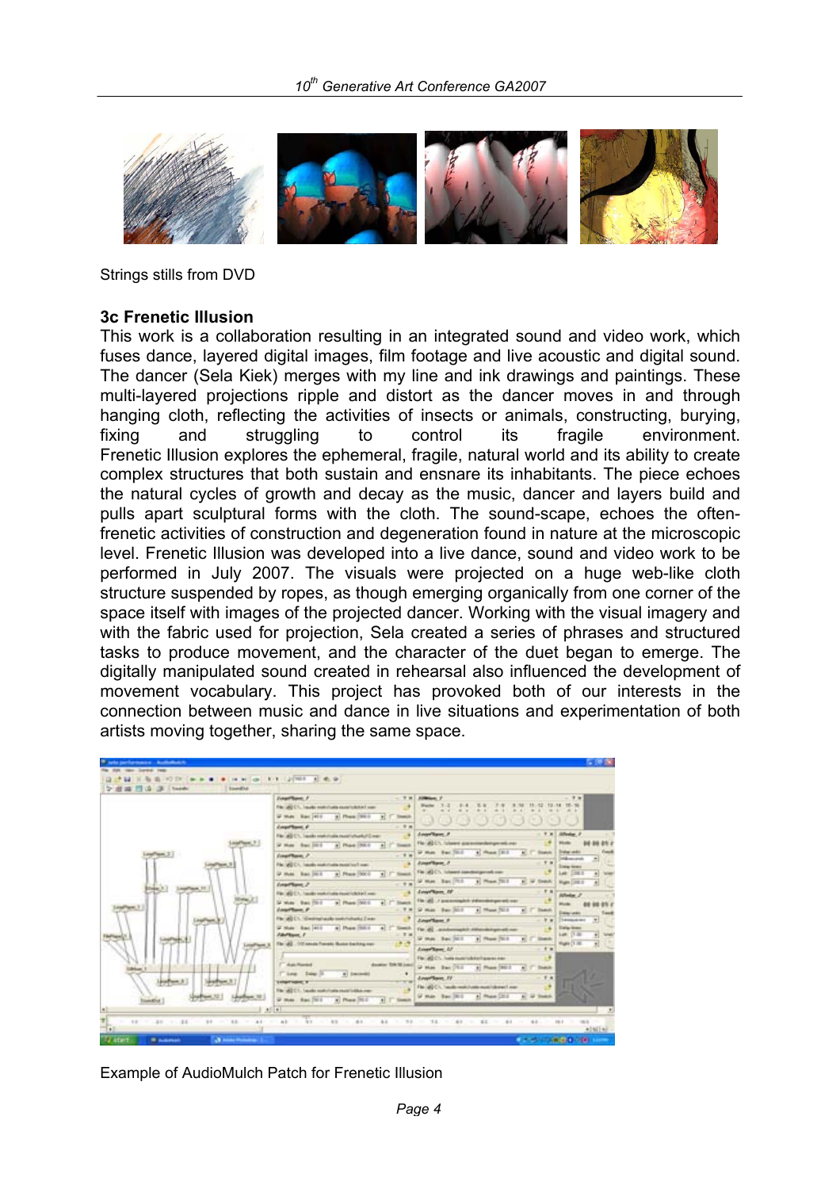Strings stills from DVD

### 3c Frenetic Illusion

This work is a collaboration resulting in an integrated sound and video work, which fuses dance, layered digital images, film footage and live acoustic and digital sound. The dancer (Sela Kiek) merges with my line and ink drawings and paintings. These multi-layered projections ripple and distort as the dancer moves in and through hanging cloth, reflecting the activities of insects or animals, constructing, burying, fixing and struggling to control its fragile environment. Frenetic Illusion explores the ephemeral, fragile, natural world and its ability to create complex structures that both sustain and ensnare its inhabitants. The piece echoes the natural cycles of growth and decay as the music, dancer and layers build and pulls apart sculptural forms with the cloth. The sound-scape, echoes the often-frenetic activities of construction and degeneration found in nature at the microscopic level. Frenetic Illusion was developed into a live dance, sound and video work to be performed in July 2007. The visuals were projected on a huge web-like cloth structure suspended by ropes, as though emerging organically from one corner of the space itself with images of the projected dancer. Working with the visual imagery and with the fabric used for projection, Sela created a series of phrases and structured tasks to produce movement, and the character of the duet began to emerge. The digitally manipulated sound created in rehearsal also influenced the development of movement vocabulary. This project has provoked both of our interests in the connection between music and dance in live situations and experimentation of both artists moving together, sharing the same space.

Example of AudioMulch Patch for Frenetic Illusion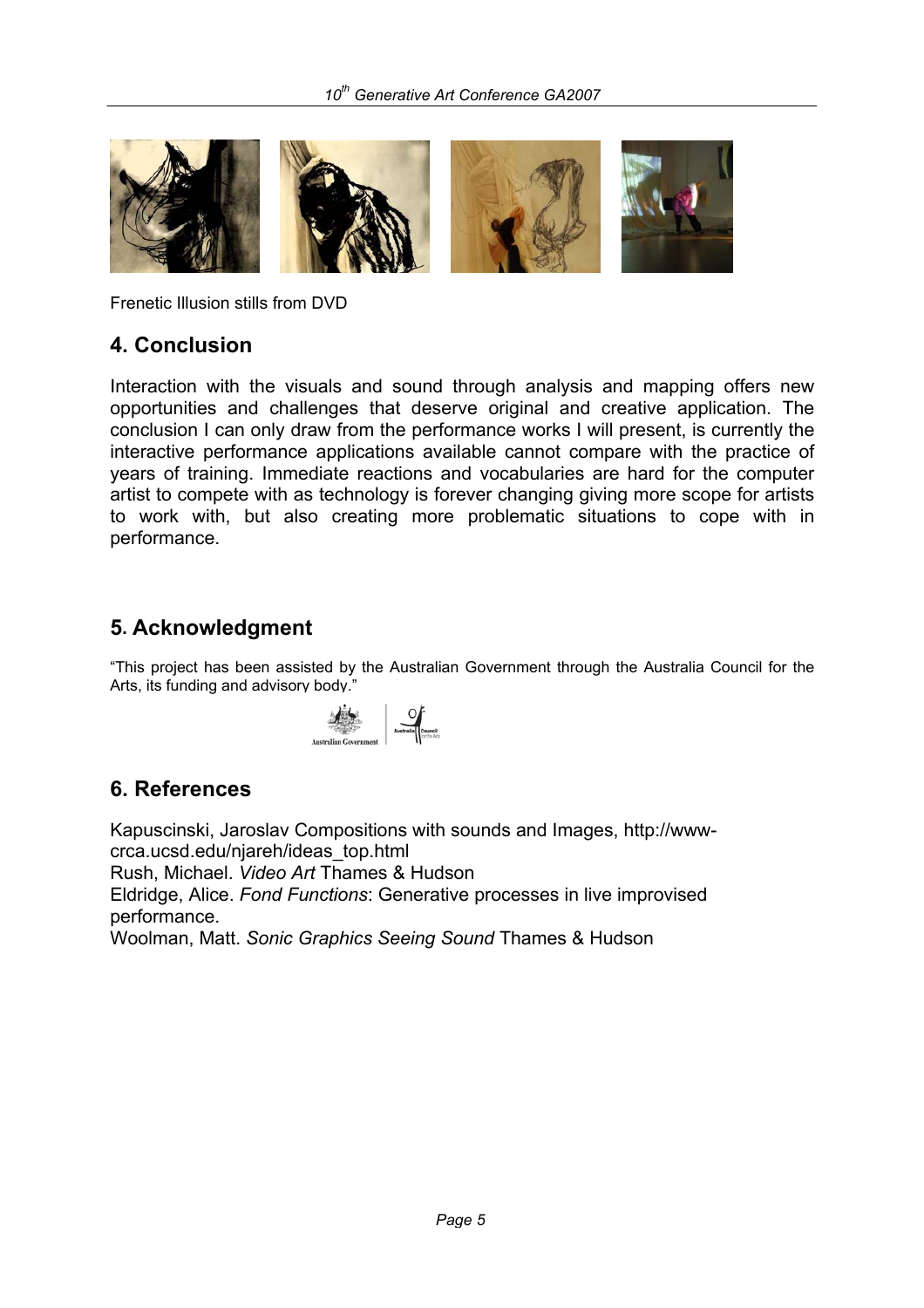Frenetic Illusion stills from DVD

## 4. Conclusion

Interaction with the visuals and sound through analysis and mapping offers new opportunities and challenges that deserve original and creative application. The conclusion I can only draw from the performance works I will present, is currently the interactive performance applications available cannot compare with the practice of years of training. Immediate reactions and vocabularies are hard for the computer artist to compete with as technology is forever changing giving more scope for artists to work with, but also creating more problematic situations to cope with in performance.

## 5. Acknowledgment

"This project has been assisted by the Australian Government through the Australia Council for the Arts, its funding and advisory body."

## 6. References

Kapuscinski, Jaroslav Compositions with sounds and Images, http://www-crca.ucsd.edu/njareh/ideas_top.html
Rush, Michael. *Video Art* Thames & Hudson
Eldridge, Alice. *Fond Functions*: Generative processes in live improvised performance.
Woolman, Matt. *Sonic Graphics Seeing Sound* Thames & Hudson